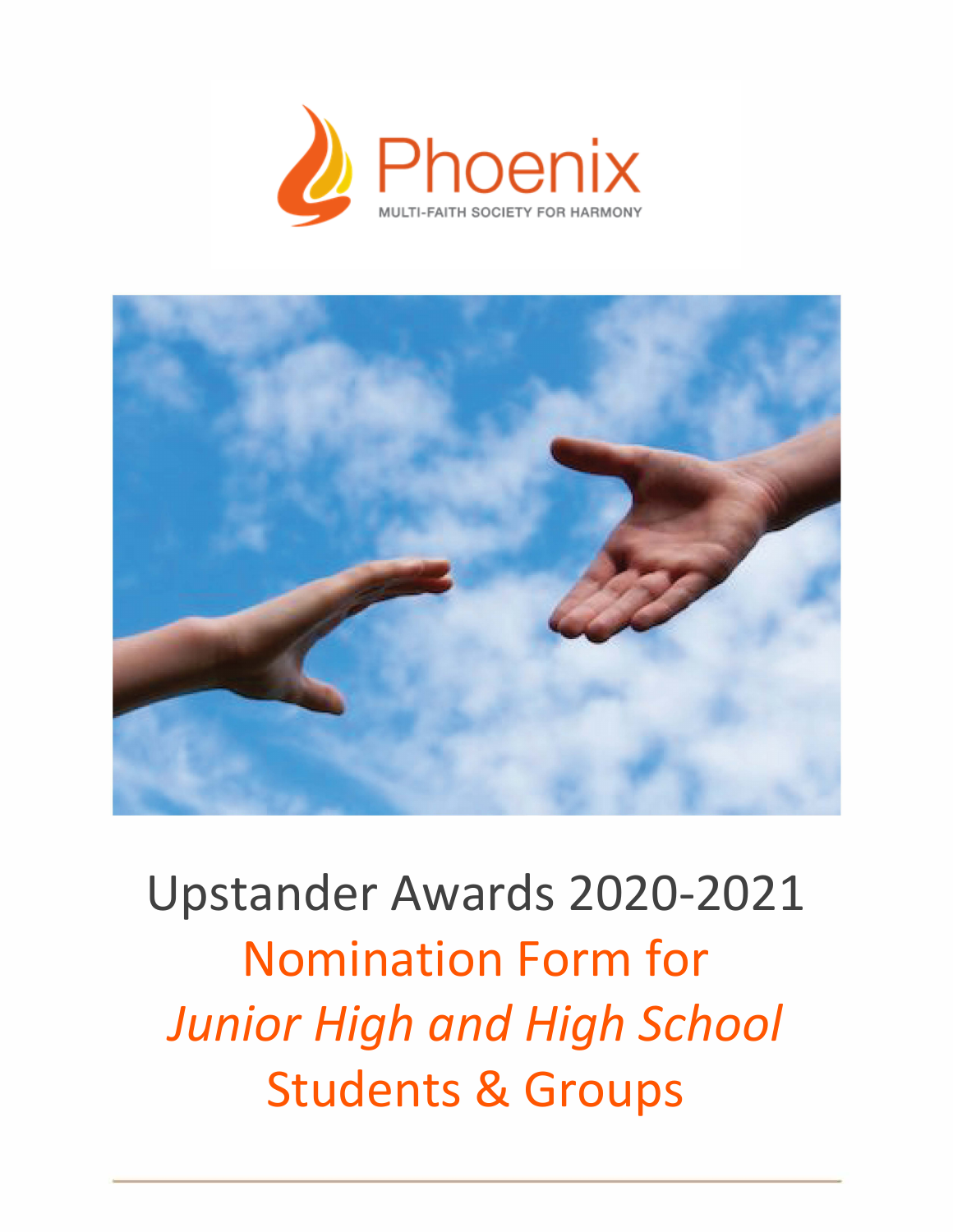Phoenix

MULTI-FAITH SOCIETY FOR HARMONY

# Upstander Awards 2020-2021

## Nomination Form for *Junior High and High School* Students & Groups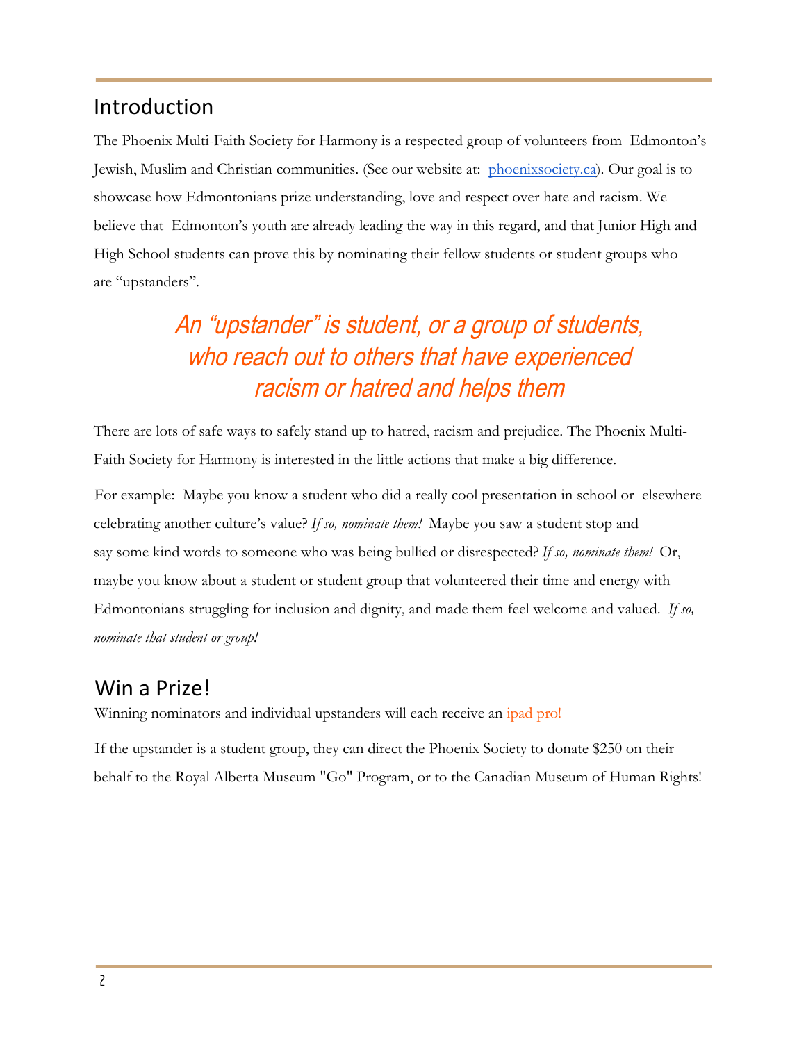## Introduction

The Phoenix Multi-Faith Society for Harmony is a respected group of volunteers from Edmonton's Jewish, Muslim and Christian communities. (See our website at: [phoenixsociety.ca](phoenixsociety.ca)). Our goal is to showcase how Edmontonians prize understanding, love and respect over hate and racism. We believe that Edmonton's youth are already leading the way in this regard, and that Junior High and High School students can prove this by nominating their fellow students or student groups who are "upstanders".

*An "upstander" is student, or a group of students, who reach out to others that have experienced racism or hatred and helps them*

There are lots of safe ways to safely stand up to hatred, racism and prejudice. The Phoenix Multi-Faith Society for Harmony is interested in the little actions that make a big difference.

For example: Maybe you know a student who did a really cool presentation in school or elsewhere celebrating another culture's value? *If so, nominate them!* Maybe you saw a student stop and say some kind words to someone who was being bullied or disrespected? *If so, nominate them!* Or, maybe you know about a student or student group that volunteered their time and energy with Edmontonians struggling for inclusion and dignity, and made them feel welcome and valued. *If so, nominate that student or group!*

## Win a Prize!

Winning nominators and individual upstanders will each receive an ipad pro!

If the upstander is a student group, they can direct the Phoenix Society to donate $250 on their behalf to the Royal Alberta Museum "Go" Program, or to the Canadian Museum of Human Rights!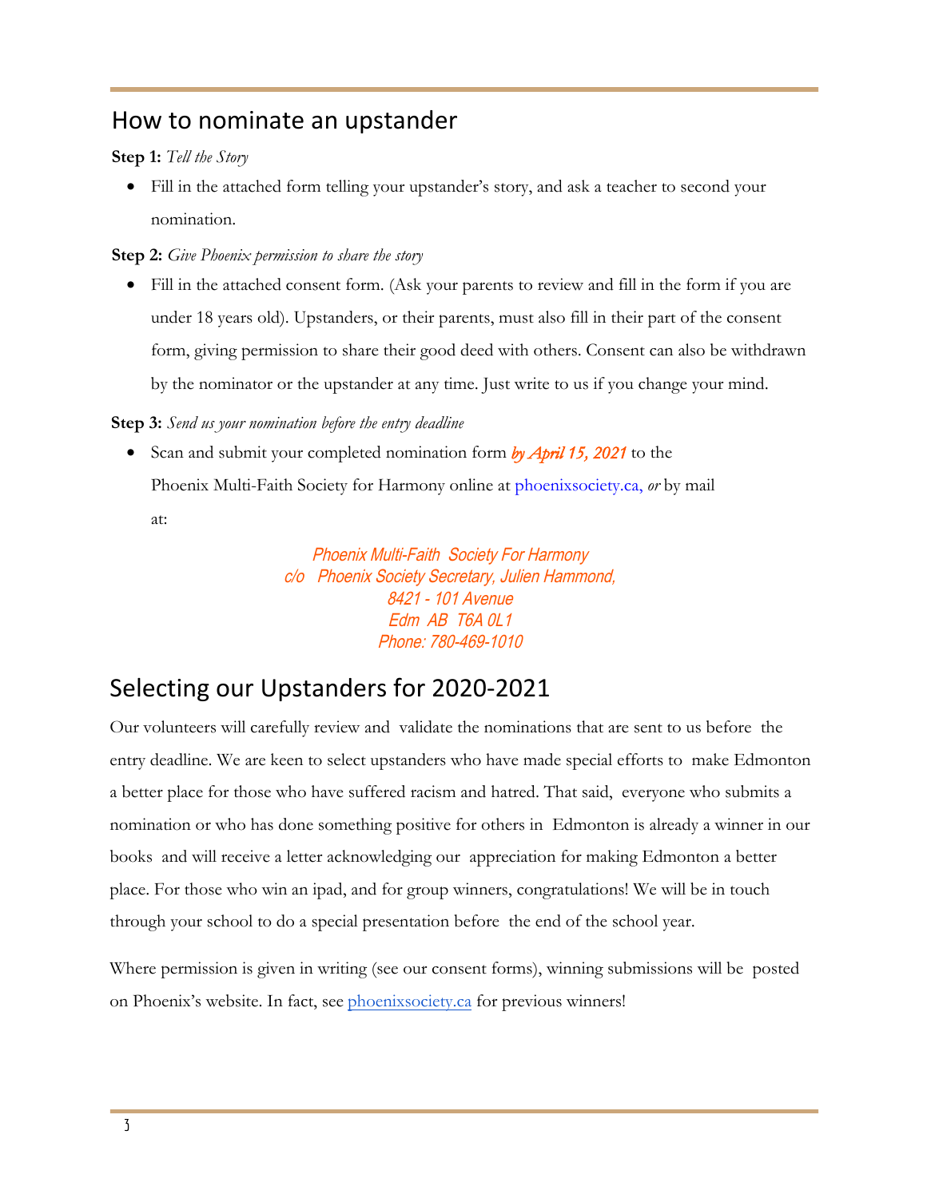## How to nominate an upstander

**Step 1:** *Tell the Story*

- Fill in the attached form telling your upstander's story, and ask a teacher to second your nomination.

**Step 2:** *Give Phoenix permission to share the story*

- Fill in the attached consent form. (Ask your parents to review and fill in the form if you are under 18 years old). Upstanders, or their parents, must also fill in their part of the consent form, giving permission to share their good deed with others. Consent can also be withdrawn by the nominator or the upstander at any time. Just write to us if you change your mind.

**Step 3:** *Send us your nomination before the entry deadline*

- Scan and submit your completed nomination form *by April 15, 2021* to the Phoenix Multi-Faith Society for Harmony online at phoenixsociety.ca, *or* by mail at:

*Phoenix Multi-Faith Society For Harmony*
*c/o Phoenix Society Secretary, Julien Hammond,*
*8421 - 101 Avenue*
*Edm AB T6A 0L1*
*Phone: 780-469-1010*

## Selecting our Upstanders for 2020-2021

Our volunteers will carefully review and validate the nominations that are sent to us before the entry deadline. We are keen to select upstanders who have made special efforts to make Edmonton a better place for those who have suffered racism and hatred. That said, everyone who submits a nomination or who has done something positive for others in Edmonton is already a winner in our books and will receive a letter acknowledging our appreciation for making Edmonton a better place. For those who win an ipad, and for group winners, congratulations! We will be in touch through your school to do a special presentation before the end of the school year.

Where permission is given in writing (see our consent forms), winning submissions will be posted on Phoenix's website. In fact, see phoenixsociety.ca for previous winners!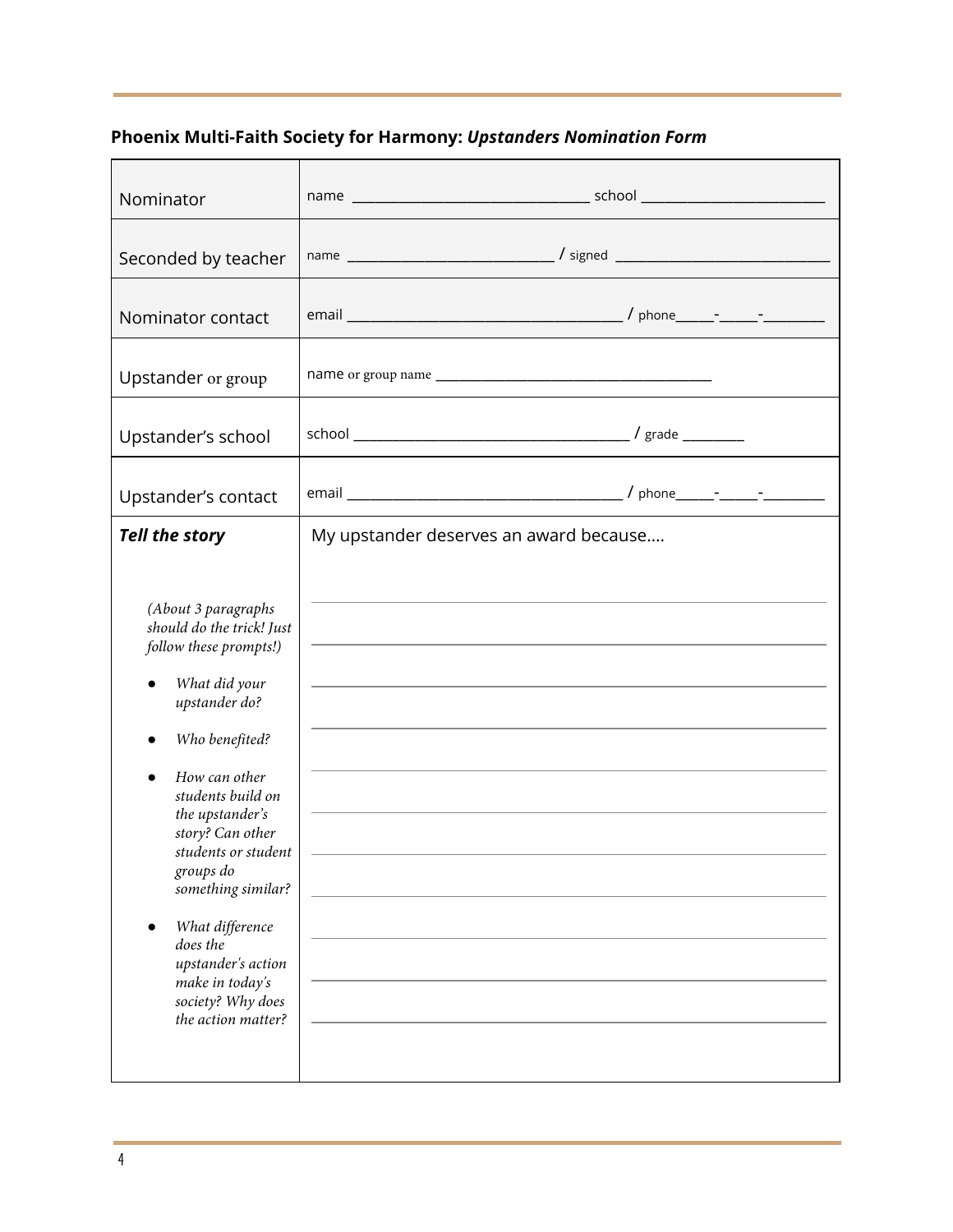**Phoenix Multi-Faith Society for Harmony:** ***Upstanders Nomination Form***

| | |
|---|---|
| Nominator | name _______________________________ school _________________________ |
| Seconded by teacher | name ___________________________ / signed ____________________________ |
| Nominator contact | email ____________________________________ / phone_____-_____-________ |
| Upstander or group | name or group name _____________________________________ |
| Upstander's school | school ____________________________________ / grade ________ |
| Upstander's contact | email ____________________________________ / phone_____-_____-________ |
| ***Tell the story*** <br><br> *(About 3 paragraphs should do the trick! Just follow these prompts!)* <br><br> ● *What did your upstander do?* <br> ● *Who benefited?* <br> ● *How can other students build on the upstander's story? Can other students or student groups do something similar?* <br> ● *What difference does the upstander's action make in today's society? Why does the action matter?* | My upstander deserves an award because…. <br><br> ______________________________________________ <br> ______________________________________________ <br> ______________________________________________ <br> ______________________________________________ <br> ______________________________________________ <br> ______________________________________________ <br> ______________________________________________ <br> ______________________________________________ <br> ______________________________________________ <br> ______________________________________________ <br> ______________________________________________ |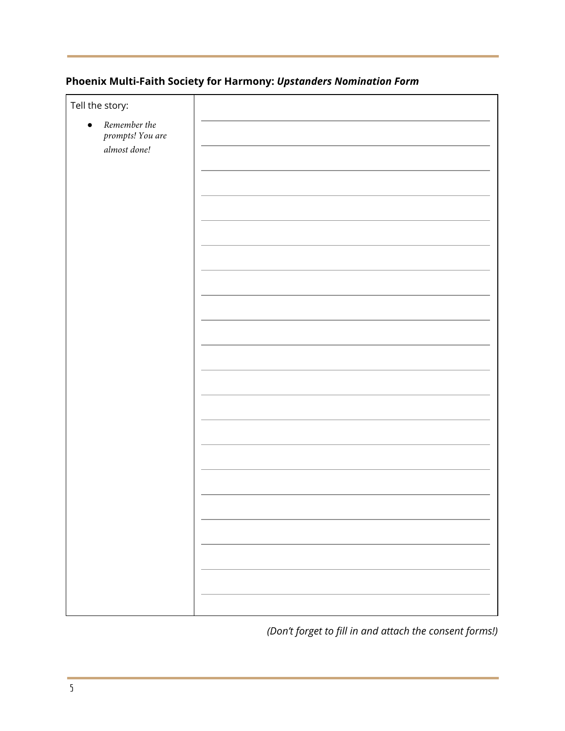## Phoenix Multi-Faith Society for Harmony: *Upstanders Nomination Form*

| Tell the story: | |
| --- | --- |
| Tell the story:<br>• *Remember the prompts! You are almost done!* | |

*(Don't forget to fill in and attach the consent forms!)*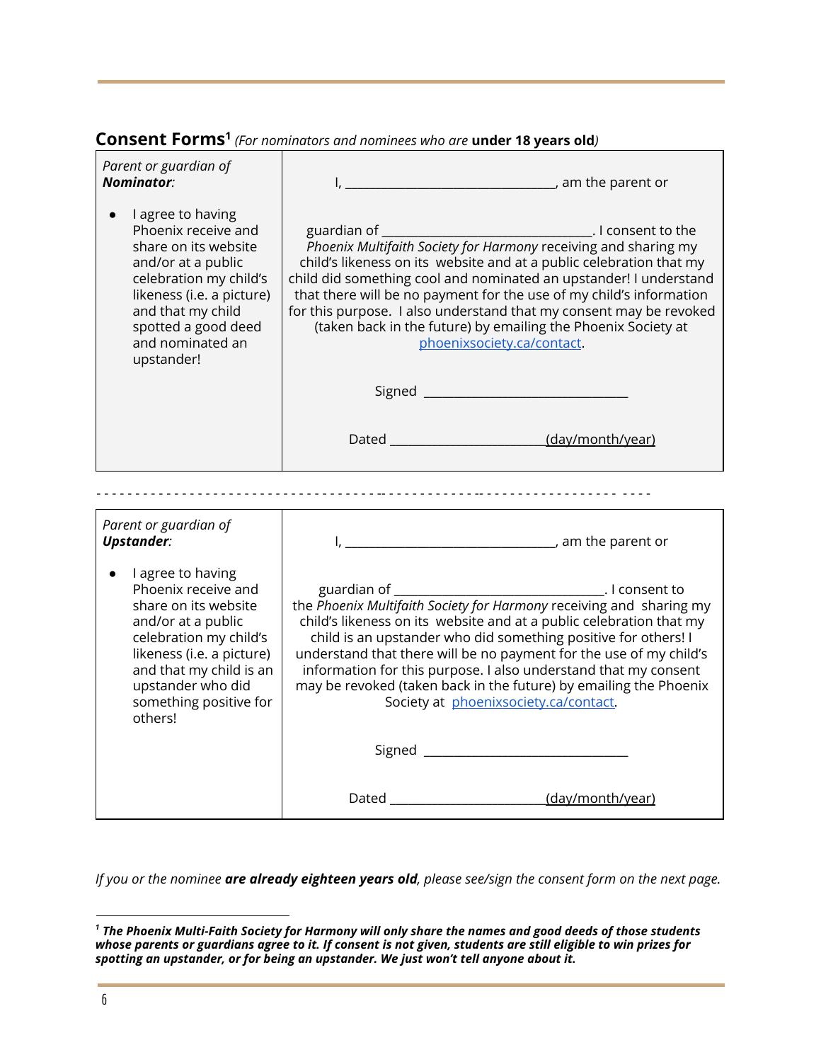## Consent Forms[1] *(For nominators and nominees who are* **under 18 years old***)*

| *Parent or guardian of* ***Nominator****:*<br><br>• I agree to having Phoenix receive and share on its website and/or at a public celebration my child's likeness (i.e. a picture) and that my child spotted a good deed and nominated an upstander! | I, ______________________________, am the parent or<br><br>guardian of ______________________________. I consent to the *Phoenix Multifaith Society for Harmony* receiving and sharing my child's likeness on its website and at a public celebration that my child did something cool and nominated an upstander! I understand that there will be no payment for the use of my child's information for this purpose. I also understand that my consent may be revoked (taken back in the future) by emailing the Phoenix Society at phoenixsociety.ca/contact.<br><br>Signed ______________________________<br><br>Dated ______________________(day/month/year) |
|---|---|

- - - - - - - - - - - - - - - - - - - - - - - - - - - - - - - - - - - - - - - - - - - - - - - - - - - - - - - - - - - - - - - - -

| *Parent or guardian of* ***Upstander****:*<br><br>• I agree to having Phoenix receive and share on its website and/or at a public celebration my child's likeness (i.e. a picture) and that my child is an upstander who did something positive for others! | I, ______________________________, am the parent or<br><br>guardian of ______________________________. I consent to the *Phoenix Multifaith Society for Harmony* receiving and sharing my child's likeness on its website and at a public celebration that my child is an upstander who did something positive for others! I understand that there will be no payment for the use of my child's information for this purpose. I also understand that my consent may be revoked (taken back in the future) by emailing the Phoenix Society at phoenixsociety.ca/contact.<br><br>Signed ______________________________<br><br>Dated ______________________(day/month/year) |
|---|---|

*If you or the nominee* ***are already eighteen years old****, please see/sign the consent form on the next page.*

[1] ***The Phoenix Multi-Faith Society for Harmony will only share the names and good deeds of those students whose parents or guardians agree to it. If consent is not given, students are still eligible to win prizes for spotting an upstander, or for being an upstander. We just won't tell anyone about it.***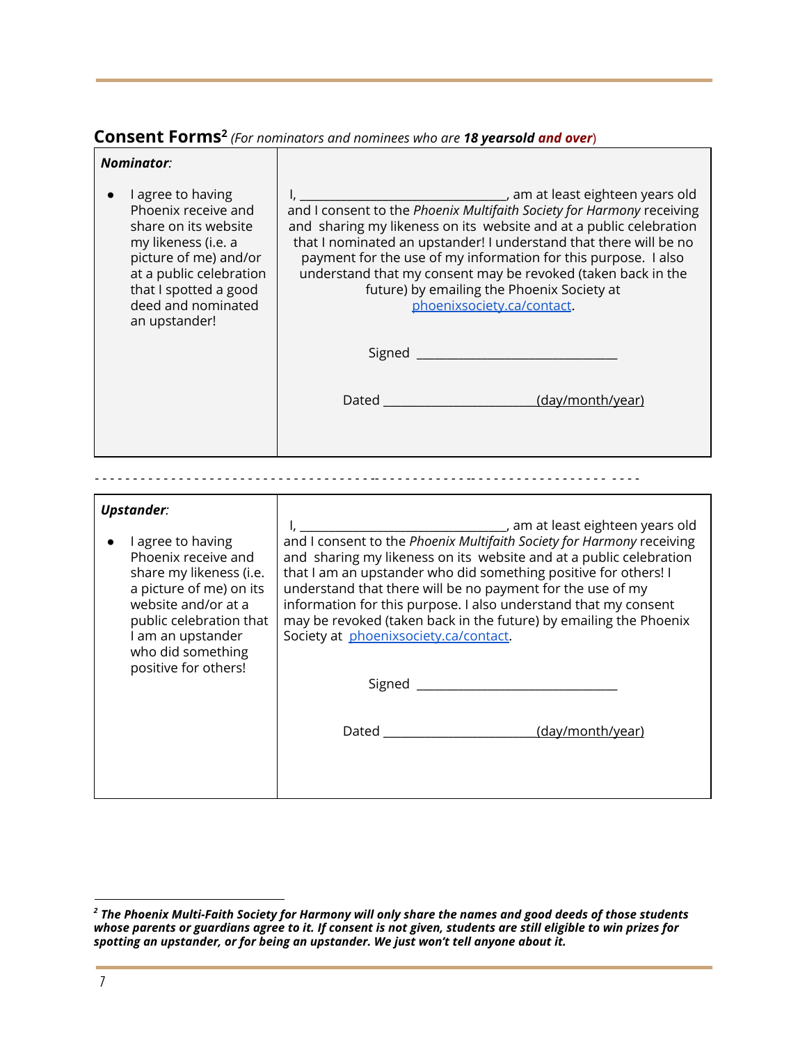## Consent Forms[2] *(For nominators and nominees who are **18 yearsold and over**)*

| | |
|---|---|
| ***Nominator**:*<br><br>• I agree to having Phoenix receive and share on its website my likeness (i.e. a picture of me) and/or at a public celebration that I spotted a good deed and nominated an upstander! | I, ______________________________, am at least eighteen years old and I consent to the *Phoenix Multifaith Society for Harmony* receiving and sharing my likeness on its website and at a public celebration that I nominated an upstander! I understand that there will be no payment for the use of my information for this purpose. I also understand that my consent may be revoked (taken back in the future) by emailing the Phoenix Society at phoenixsociety.ca/contact.<br><br>Signed ______________________________<br><br>Dated ______________________(day/month/year) |

- - - - - - - - - - - - - - - - - - - - - - - - - - - - - - - - - - - - - - - - - - - - - - - - - - - - - - - - - - - - - - -

| | |
|---|---|
| ***Upstander**:*<br><br>• I agree to having Phoenix receive and share my likeness (i.e. a picture of me) on its website and/or at a public celebration that I am an upstander who did something positive for others! | I, ______________________________, am at least eighteen years old and I consent to the *Phoenix Multifaith Society for Harmony* receiving and sharing my likeness on its website and at a public celebration that I am an upstander who did something positive for others! I understand that there will be no payment for the use of my information for this purpose. I also understand that my consent may be revoked (taken back in the future) by emailing the Phoenix Society at phoenixsociety.ca/contact.<br><br>Signed ______________________________<br><br>Dated ______________________(day/month/year) |

---

[2] ***The Phoenix Multi-Faith Society for Harmony will only share the names and good deeds of those students whose parents or guardians agree to it. If consent is not given, students are still eligible to win prizes for spotting an upstander, or for being an upstander. We just won't tell anyone about it.***